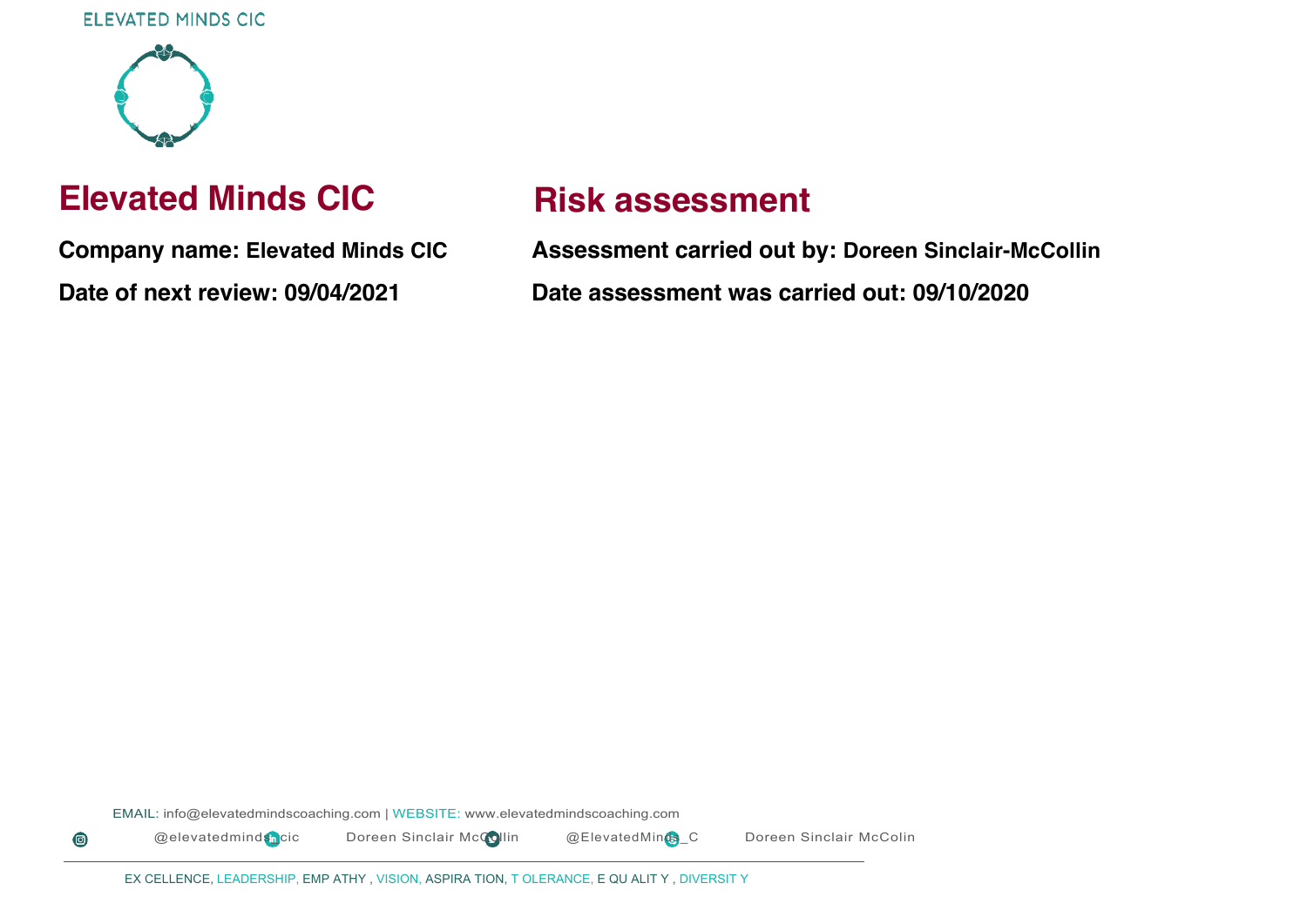ELEVATED MINDS CIC

# Elevated Minds CIC

**Company name: Elevated Minds CIC**

**Date of next review: 09/04/2021**

# Risk assessment

**Assessment carried out by: Doreen Sinclair-McCollin**

**Date assessment was carried out: 09/10/2020**

EMAIL: info@elevatedmindscoaching.com | WEBSITE: www.elevatedmindscoaching.com

@elevatedmindscic Doreen Sinclair McCollin @ElevatedMinds_C Doreen Sinclair McColin

EXCELLENCE, LEADERSHIP, EMPATHY, VISION, ASPIRATION, TOLERANCE, EQUALITY, DIVERSITY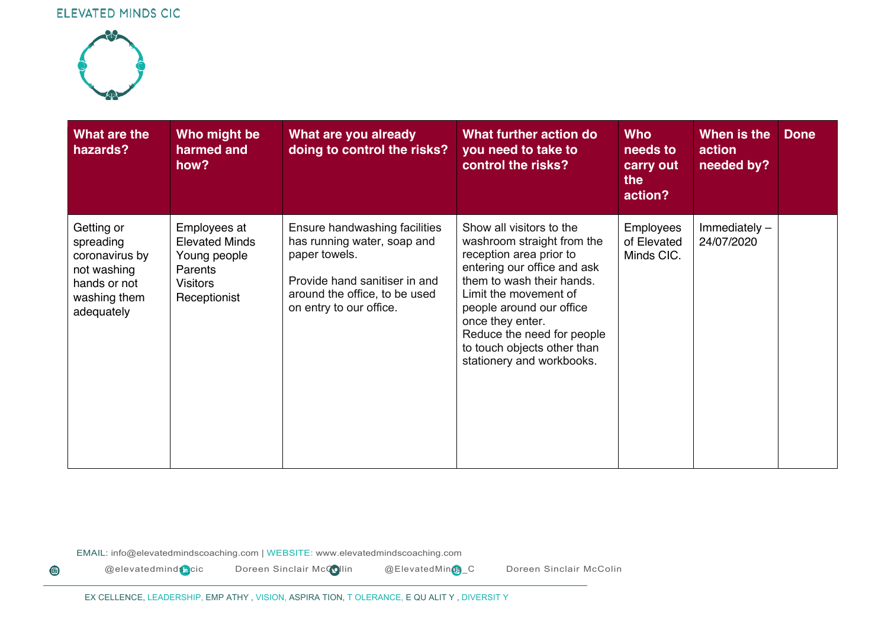| What are the hazards? | Who might be harmed and how? | What are you already doing to control the risks? | What further action do you need to take to control the risks? | Who needs to carry out the action? | When is the action needed by? | Done |
|---|---|---|---|---|---|---|
| Getting or spreading coronavirus by not washing hands or not washing them adequately | Employees at Elevated Minds<br>Young people<br>Parents<br>Visitors<br>Receptionist | Ensure handwashing facilities has running water, soap and paper towels.<br><br>Provide hand sanitiser in and around the office, to be used on entry to our office. | Show all visitors to the washroom straight from the reception area prior to entering our office and ask them to wash their hands.<br>Limit the movement of people around our office once they enter.<br>Reduce the need for people to touch objects other than stationery and workbooks. | Employees of Elevated Minds CIC. | Immediately – 24/07/2020 | |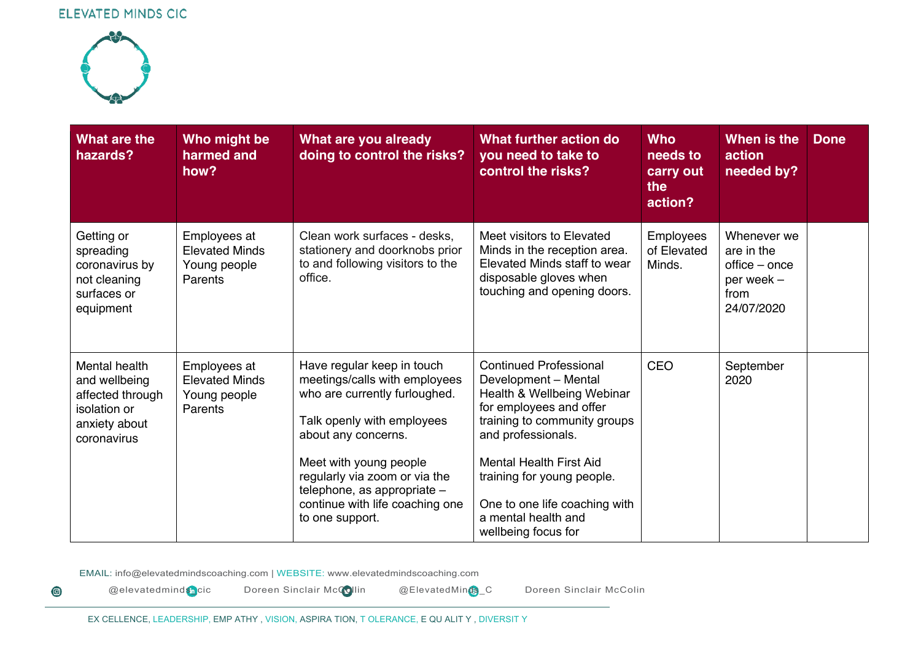| What are the hazards? | Who might be harmed and how? | What are you already doing to control the risks? | What further action do you need to take to control the risks? | Who needs to carry out the action? | When is the action needed by? | Done |
|---|---|---|---|---|---|---|
| Getting or spreading coronavirus by not cleaning surfaces or equipment | Employees at Elevated Minds<br>Young people<br>Parents | Clean work surfaces - desks, stationery and doorknobs prior to and following visitors to the office. | Meet visitors to Elevated Minds in the reception area. Elevated Minds staff to wear disposable gloves when touching and opening doors. | Employees of Elevated Minds. | Whenever we are in the office – once per week – from 24/07/2020 | |
| Mental health and wellbeing affected through isolation or anxiety about coronavirus | Employees at Elevated Minds<br>Young people<br>Parents | Have regular keep in touch meetings/calls with employees who are currently furloughed.<br><br>Talk openly with employees about any concerns.<br><br>Meet with young people regularly via zoom or via the telephone, as appropriate – continue with life coaching one to one support. | Continued Professional Development – Mental Health & Wellbeing Webinar for employees and offer training to community groups and professionals.<br><br>Mental Health First Aid training for young people.<br><br>One to one life coaching with a mental health and wellbeing focus for | CEO | September 2020 | |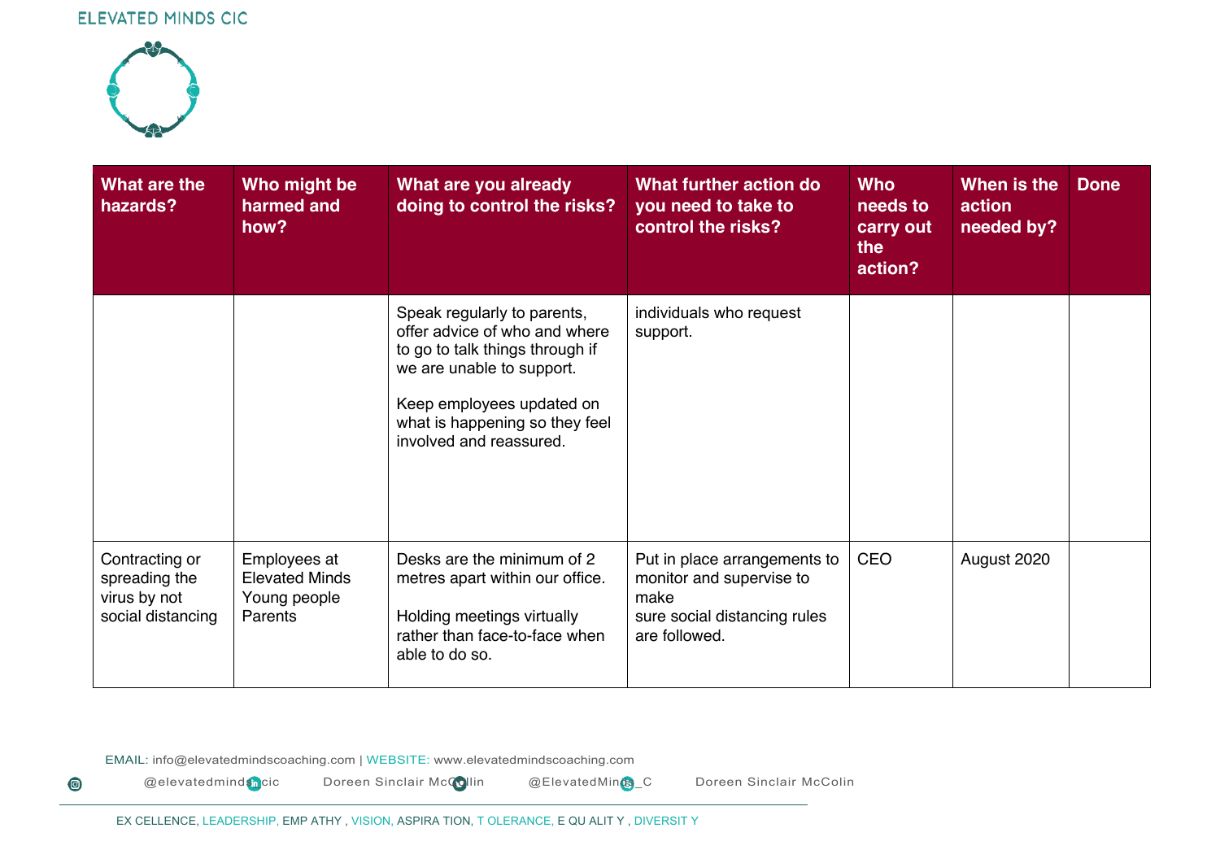| What are the hazards? | Who might be harmed and how? | What are you already doing to control the risks? | What further action do you need to take to control the risks? | Who needs to carry out the action? | When is the action needed by? | Done |
|---|---|---|---|---|---|---|
| | | Speak regularly to parents, offer advice of who and where to go to talk things through if we are unable to support.<br><br>Keep employees updated on what is happening so they feel involved and reassured. | individuals who request support. | | | |
| Contracting or spreading the virus by not social distancing | Employees at Elevated Minds<br>Young people<br>Parents | Desks are the minimum of 2 metres apart within our office.<br><br>Holding meetings virtually rather than face-to-face when able to do so. | Put in place arrangements to monitor and supervise to make sure social distancing rules are followed. | CEO | August 2020 | |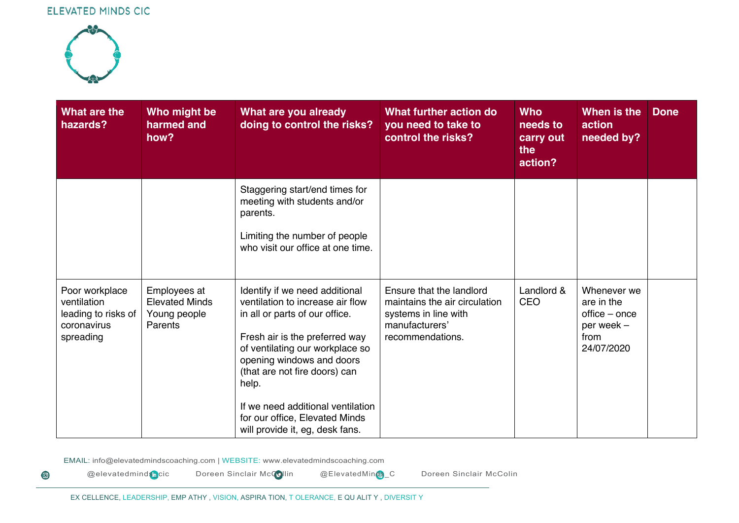| What are the hazards? | Who might be harmed and how? | What are you already doing to control the risks? | What further action do you need to take to control the risks? | Who needs to carry out the action? | When is the action needed by? | Done |
|---|---|---|---|---|---|---|
| | | Staggering start/end times for meeting with students and/or parents.<br><br>Limiting the number of people who visit our office at one time. | | | | |
| Poor workplace ventilation leading to risks of coronavirus spreading | Employees at Elevated Minds<br>Young people<br>Parents | Identify if we need additional ventilation to increase air flow in all or parts of our office.<br><br>Fresh air is the preferred way of ventilating our workplace so opening windows and doors (that are not fire doors) can help.<br><br>If we need additional ventilation for our office, Elevated Minds will provide it, eg, desk fans. | Ensure that the landlord maintains the air circulation systems in line with manufacturers' recommendations. | Landlord & CEO | Whenever we are in the office – once per week – from 24/07/2020 | |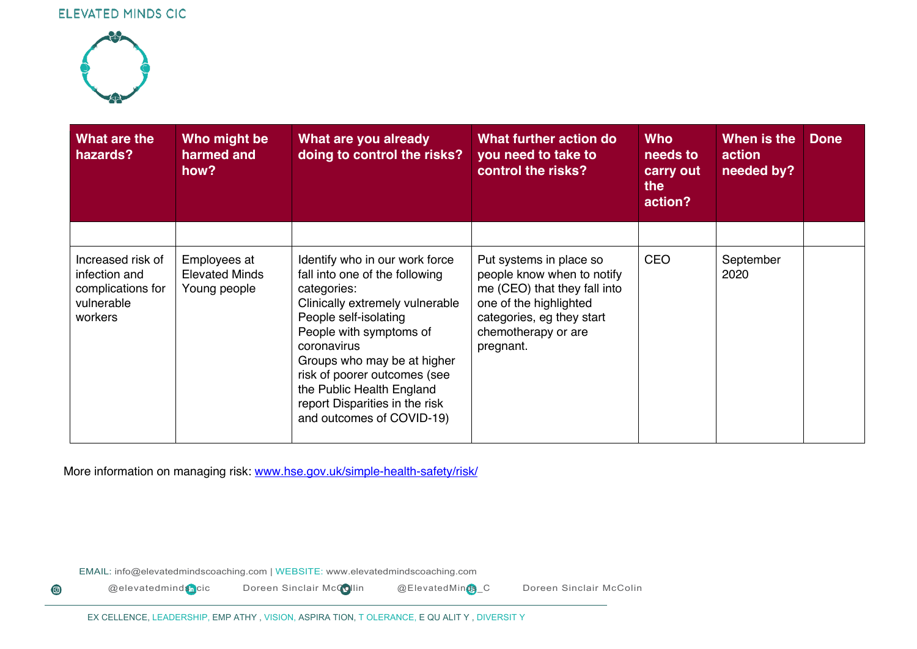| What are the hazards? | Who might be harmed and how? | What are you already doing to control the risks? | What further action do you need to take to control the risks? | Who needs to carry out the action? | When is the action needed by? | Done |
|---|---|---|---|---|---|---|
| | | | | | | |
| Increased risk of infection and complications for vulnerable workers | Employees at Elevated Minds<br>Young people | Identify who in our work force fall into one of the following categories:<br>Clinically extremely vulnerable<br>People self-isolating<br>People with symptoms of coronavirus<br>Groups who may be at higher risk of poorer outcomes (see the Public Health England report Disparities in the risk and outcomes of COVID-19) | Put systems in place so people know when to notify me (CEO) that they fall into one of the highlighted categories, eg they start chemotherapy or are pregnant. | CEO | September 2020 | |

More information on managing risk: [www.hse.gov.uk/simple-health-safety/risk/](http://www.hse.gov.uk/simple-health-safety/risk/)